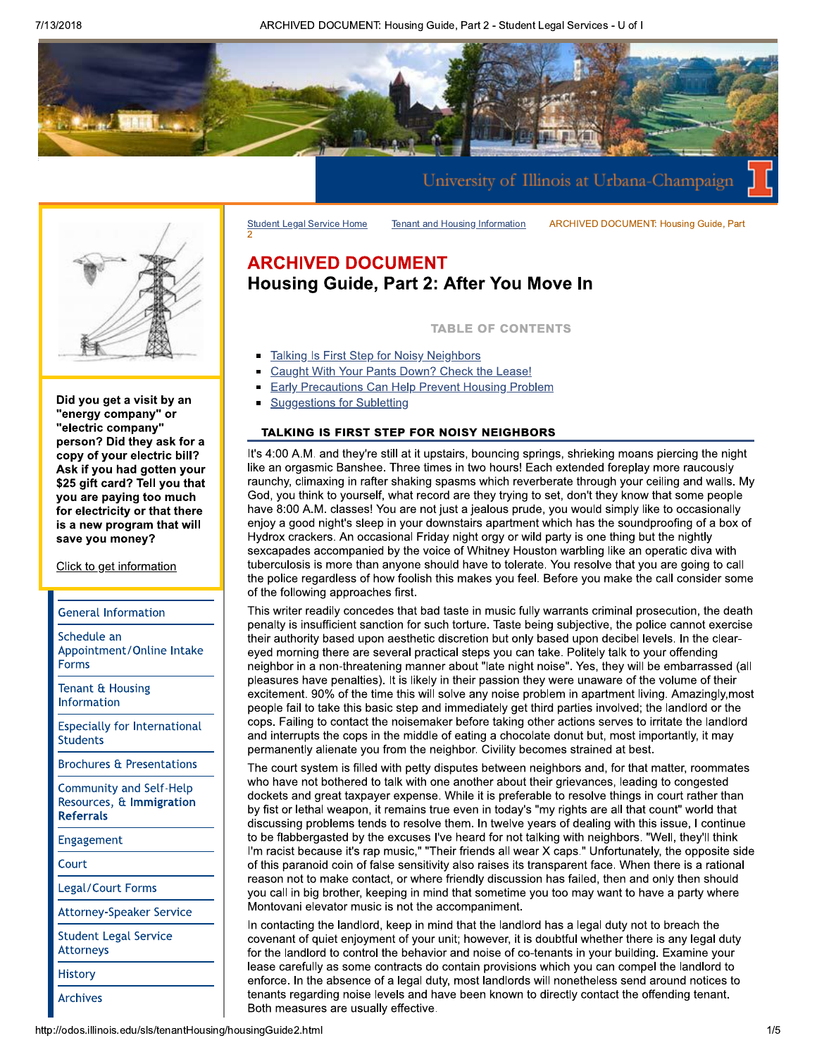Student Legal Service Home | Tenant and Housing Information | ARCHIVED DOCUMENT: Housing Guide, Part 2

# ARCHIVED DOCUMENT

## Housing Guide, Part 2: After You Move In

**TABLE OF CONTENTS**

- Talking Is First Step for Noisy Neighbors
- Caught With Your Pants Down? Check the Lease!
- Early Precautions Can Help Prevent Housing Problem
- Suggestions for Subletting

### TALKING IS FIRST STEP FOR NOISY NEIGHBORS

It's 4:00 A.M. and they're still at it upstairs, bouncing springs, shrieking moans piercing the night like an orgasmic Banshee. Three times in two hours! Each extended foreplay more raucously raunchy, climaxing in rafter shaking spasms which reverberate through your ceiling and walls. My God, you think to yourself, what record are they trying to set, don't they know that some people have 8:00 A.M. classes! You are not just a jealous prude, you would simply like to occasionally enjoy a good night's sleep in your downstairs apartment which has the soundproofing of a box of Hydrox crackers. An occasional Friday night orgy or wild party is one thing but the nightly sexcapades accompanied by the voice of Whitney Houston warbling like an operatic diva with tuberculosis is more than anyone should have to tolerate. You resolve that you are going to call the police regardless of how foolish this makes you feel. Before you make the call consider some of the following approaches first.

This writer readily concedes that bad taste in music fully warrants criminal prosecution, the death penalty is insufficient sanction for such torture. Taste being subjective, the police cannot exercise their authority based upon aesthetic discretion but only based upon decibel levels. In the clear-eyed morning there are several practical steps you can take. Politely talk to your offending neighbor in a non-threatening manner about "late night noise". Yes, they will be embarrassed (all pleasures have penalties). It is likely in their passion they were unaware of the volume of their excitement. 90% of the time this will solve any noise problem in apartment living. Amazingly,most people fail to take this basic step and immediately get third parties involved; the landlord or the cops. Failing to contact the noisemaker before taking other actions serves to irritate the landlord and interrupts the cops in the middle of eating a chocolate donut but, most importantly, it may permanently alienate you from the neighbor. Civility becomes strained at best.

The court system is filled with petty disputes between neighbors and, for that matter, roommates who have not bothered to talk with one another about their grievances, leading to congested dockets and great taxpayer expense. While it is preferable to resolve things in court rather than by fist or lethal weapon, it remains true even in today's "my rights are all that count" world that discussing problems tends to resolve them. In twelve years of dealing with this issue, I continue to be flabbergasted by the excuses I've heard for not talking with neighbors. "Well, they'll think I'm racist because it's rap music," "Their friends all wear X caps." Unfortunately, the opposite side of this paranoid coin of false sensitivity also raises its transparent face. When there is a rational reason not to make contact, or where friendly discussion has failed, then and only then should you call in big brother, keeping in mind that sometime you too may want to have a party where Montovani elevator music is not the accompaniment.

In contacting the landlord, keep in mind that the landlord has a legal duty not to breach the covenant of quiet enjoyment of your unit; however, it is doubtful whether there is any legal duty for the landlord to control the behavior and noise of co-tenants in your building. Examine your lease carefully as some contracts do contain provisions which you can compel the landlord to enforce. In the absence of a legal duty, most landlords will nonetheless send around notices to tenants regarding noise levels and have been known to directly contact the offending tenant. Both measures are usually effective.

---

**Did you get a visit by an "energy company" or "electric company" person? Did they ask for a copy of your electric bill? Ask if you had gotten your $25 gift card? Tell you that you are paying too much for electricity or that there is a new program that will save you money?**

Click to get information

- General Information
- Schedule an Appointment/Online Intake Forms
- Tenant & Housing Information
- Especially for International Students
- Brochures & Presentations
- Community and Self-Help Resources, & **Immigration Referrals**
- Engagement
- Court
- Legal/Court Forms
- Attorney-Speaker Service
- Student Legal Service Attorneys
- History
- Archives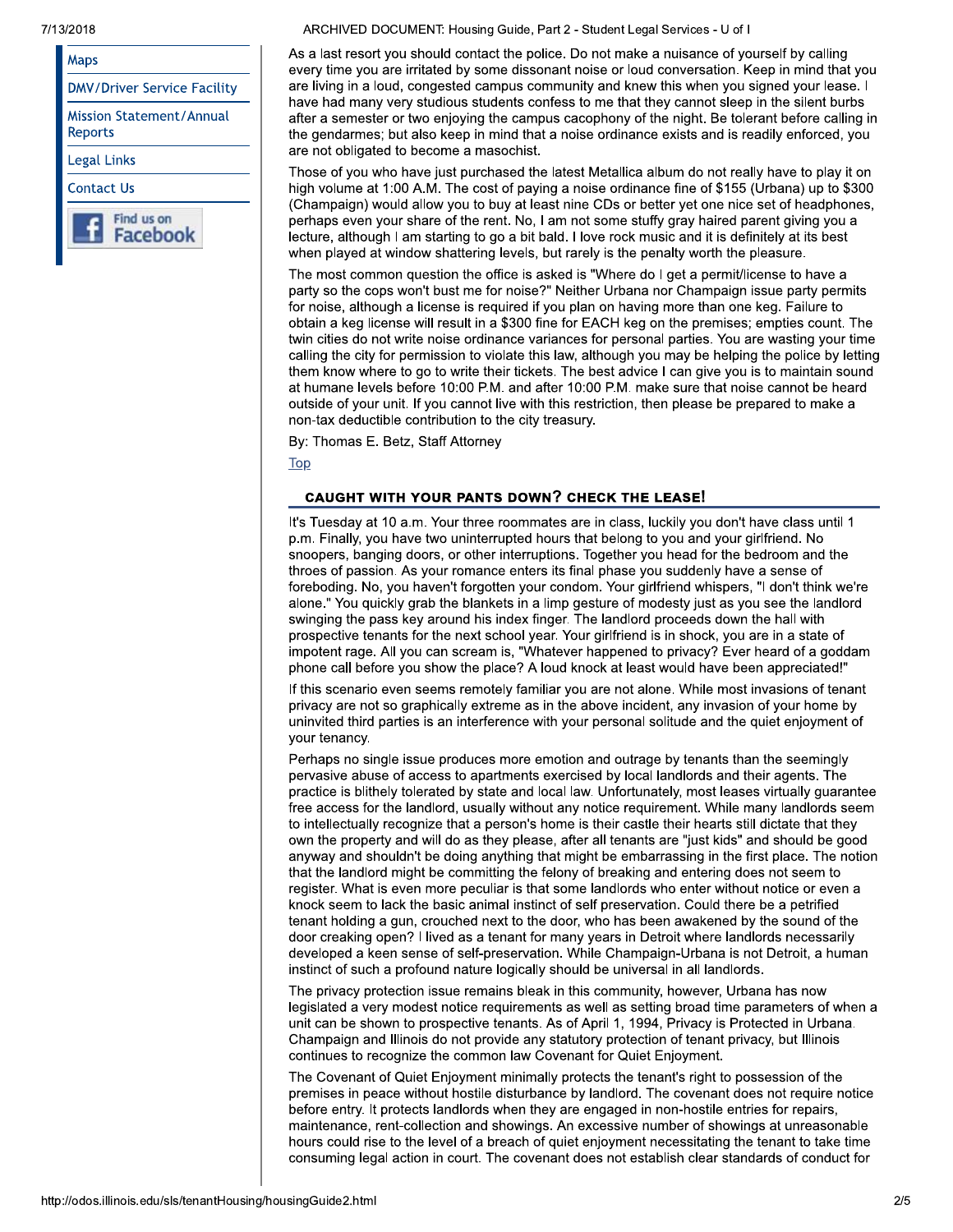- Maps
- DMV/Driver Service Facility
- Mission Statement/Annual Reports
- Legal Links
- Contact Us
- Find us on Facebook

As a last resort you should contact the police. Do not make a nuisance of yourself by calling every time you are irritated by some dissonant noise or loud conversation. Keep in mind that you are living in a loud, congested campus community and knew this when you signed your lease. I have had many very studious students confess to me that they cannot sleep in the silent burbs after a semester or two enjoying the campus cacophony of the night. Be tolerant before calling in the gendarmes; but also keep in mind that a noise ordinance exists and is readily enforced, you are not obligated to become a masochist.

Those of you who have just purchased the latest Metallica album do not really have to play it on high volume at 1:00 A.M. The cost of paying a noise ordinance fine of $155 (Urbana) up to $300 (Champaign) would allow you to buy at least nine CDs or better yet one nice set of headphones, perhaps even your share of the rent. No, I am not some stuffy gray haired parent giving you a lecture, although I am starting to go a bit bald. I love rock music and it is definitely at its best when played at window shattering levels, but rarely is the penalty worth the pleasure.

The most common question the office is asked is "Where do I get a permit/license to have a party so the cops won't bust me for noise?" Neither Urbana nor Champaign issue party permits for noise, although a license is required if you plan on having more than one keg. Failure to obtain a keg license will result in a $300 fine for EACH keg on the premises; empties count. The twin cities do not write noise ordinance variances for personal parties. You are wasting your time calling the city for permission to violate this law, although you may be helping the police by letting them know where to go to write their tickets. The best advice I can give you is to maintain sound at humane levels before 10:00 P.M. and after 10:00 P.M. make sure that noise cannot be heard outside of your unit. If you cannot live with this restriction, then please be prepared to make a non-tax deductible contribution to the city treasury.

By: Thomas E. Betz, Staff Attorney

Top

## CAUGHT WITH YOUR PANTS DOWN? CHECK THE LEASE!

It's Tuesday at 10 a.m. Your three roommates are in class, luckily you don't have class until 1 p.m. Finally, you have two uninterrupted hours that belong to you and your girlfriend. No snoopers, banging doors, or other interruptions. Together you head for the bedroom and the throes of passion. As your romance enters its final phase you suddenly have a sense of foreboding. No, you haven't forgotten your condom. Your girlfriend whispers, "I don't think we're alone." You quickly grab the blankets in a limp gesture of modesty just as you see the landlord swinging the pass key around his index finger. The landlord proceeds down the hall with prospective tenants for the next school year. Your girlfriend is in shock, you are in a state of impotent rage. All you can scream is, "Whatever happened to privacy? Ever heard of a goddam phone call before you show the place? A loud knock at least would have been appreciated!"

If this scenario even seems remotely familiar you are not alone. While most invasions of tenant privacy are not so graphically extreme as in the above incident, any invasion of your home by uninvited third parties is an interference with your personal solitude and the quiet enjoyment of your tenancy.

Perhaps no single issue produces more emotion and outrage by tenants than the seemingly pervasive abuse of access to apartments exercised by local landlords and their agents. The practice is blithely tolerated by state and local law. Unfortunately, most leases virtually guarantee free access for the landlord, usually without any notice requirement. While many landlords seem to intellectually recognize that a person's home is their castle their hearts still dictate that they own the property and will do as they please, after all tenants are "just kids" and should be good anyway and shouldn't be doing anything that might be embarrassing in the first place. The notion that the landlord might be committing the felony of breaking and entering does not seem to register. What is even more peculiar is that some landlords who enter without notice or even a knock seem to lack the basic animal instinct of self preservation. Could there be a petrified tenant holding a gun, crouched next to the door, who has been awakened by the sound of the door creaking open? I lived as a tenant for many years in Detroit where landlords necessarily developed a keen sense of self-preservation. While Champaign-Urbana is not Detroit, a human instinct of such a profound nature logically should be universal in all landlords.

The privacy protection issue remains bleak in this community, however, Urbana has now legislated a very modest notice requirements as well as setting broad time parameters of when a unit can be shown to prospective tenants. As of April 1, 1994, Privacy is Protected in Urbana. Champaign and Illinois do not provide any statutory protection of tenant privacy, but Illinois continues to recognize the common law Covenant for Quiet Enjoyment.

The Covenant of Quiet Enjoyment minimally protects the tenant's right to possession of the premises in peace without hostile disturbance by landlord. The covenant does not require notice before entry. It protects landlords when they are engaged in non-hostile entries for repairs, maintenance, rent-collection and showings. An excessive number of showings at unreasonable hours could rise to the level of a breach of quiet enjoyment necessitating the tenant to take time consuming legal action in court. The covenant does not establish clear standards of conduct for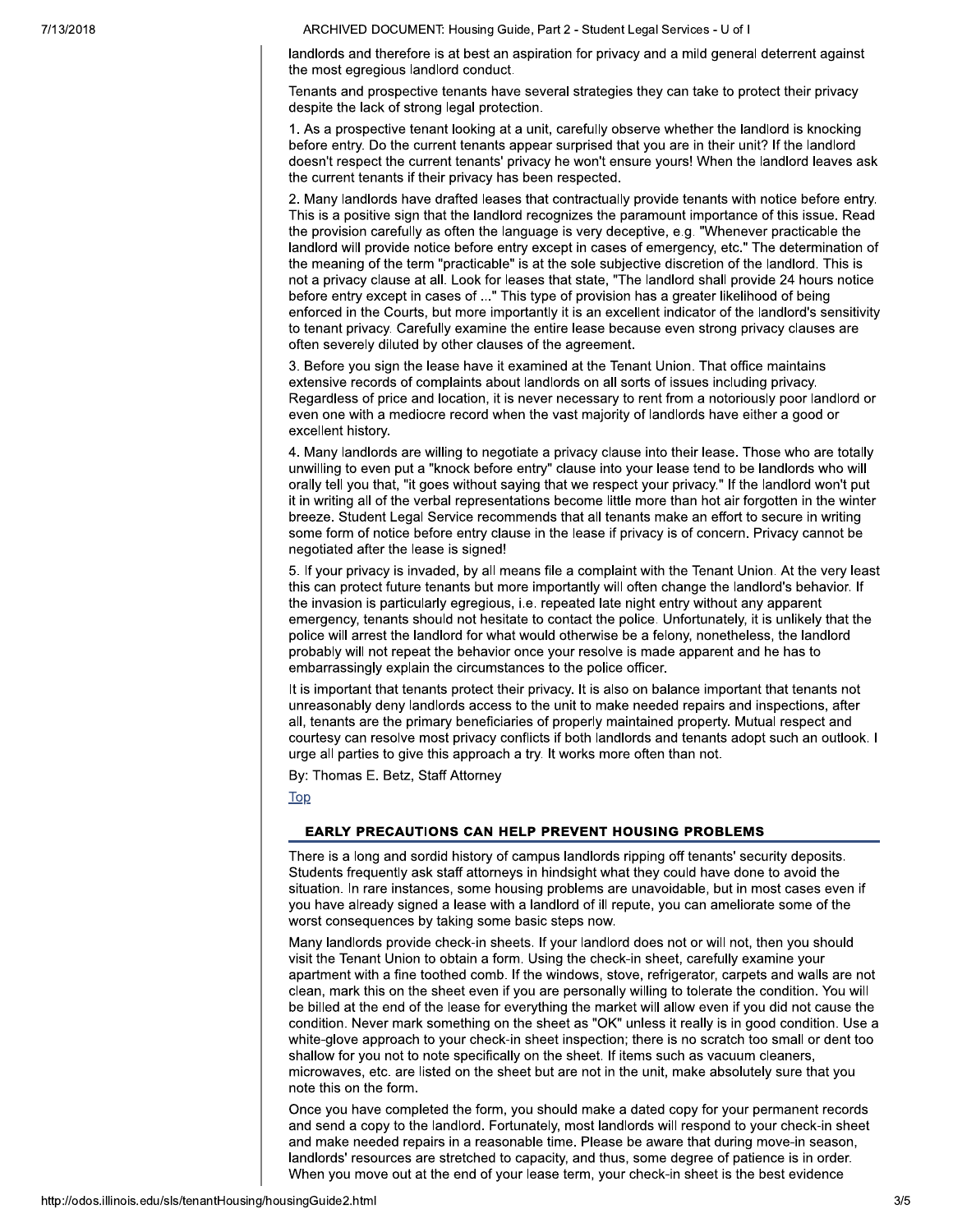landlords and therefore is at best an aspiration for privacy and a mild general deterrent against the most egregious landlord conduct.

Tenants and prospective tenants have several strategies they can take to protect their privacy despite the lack of strong legal protection.

1. As a prospective tenant looking at a unit, carefully observe whether the landlord is knocking before entry. Do the current tenants appear surprised that you are in their unit? If the landlord doesn't respect the current tenants' privacy he won't ensure yours! When the landlord leaves ask the current tenants if their privacy has been respected.

2. Many landlords have drafted leases that contractually provide tenants with notice before entry. This is a positive sign that the landlord recognizes the paramount importance of this issue. Read the provision carefully as often the language is very deceptive, e.g. "Whenever practicable the landlord will provide notice before entry except in cases of emergency, etc." The determination of the meaning of the term "practicable" is at the sole subjective discretion of the landlord. This is not a privacy clause at all. Look for leases that state, "The landlord shall provide 24 hours notice before entry except in cases of ..." This type of provision has a greater likelihood of being enforced in the Courts, but more importantly it is an excellent indicator of the landlord's sensitivity to tenant privacy. Carefully examine the entire lease because even strong privacy clauses are often severely diluted by other clauses of the agreement.

3. Before you sign the lease have it examined at the Tenant Union. That office maintains extensive records of complaints about landlords on all sorts of issues including privacy. Regardless of price and location, it is never necessary to rent from a notoriously poor landlord or even one with a mediocre record when the vast majority of landlords have either a good or excellent history.

4. Many landlords are willing to negotiate a privacy clause into their lease. Those who are totally unwilling to even put a "knock before entry" clause into your lease tend to be landlords who will orally tell you that, "it goes without saying that we respect your privacy." If the landlord won't put it in writing all of the verbal representations become little more than hot air forgotten in the winter breeze. Student Legal Service recommends that all tenants make an effort to secure in writing some form of notice before entry clause in the lease if privacy is of concern. Privacy cannot be negotiated after the lease is signed!

5. If your privacy is invaded, by all means file a complaint with the Tenant Union. At the very least this can protect future tenants but more importantly will often change the landlord's behavior. If the invasion is particularly egregious, i.e. repeated late night entry without any apparent emergency, tenants should not hesitate to contact the police. Unfortunately, it is unlikely that the police will arrest the landlord for what would otherwise be a felony, nonetheless, the landlord probably will not repeat the behavior once your resolve is made apparent and he has to embarrassingly explain the circumstances to the police officer.

It is important that tenants protect their privacy. It is also on balance important that tenants not unreasonably deny landlords access to the unit to make needed repairs and inspections, after all, tenants are the primary beneficiaries of properly maintained property. Mutual respect and courtesy can resolve most privacy conflicts if both landlords and tenants adopt such an outlook. I urge all parties to give this approach a try. It works more often than not.

By: Thomas E. Betz, Staff Attorney

Top

## EARLY PRECAUTIONS CAN HELP PREVENT HOUSING PROBLEMS

There is a long and sordid history of campus landlords ripping off tenants' security deposits. Students frequently ask staff attorneys in hindsight what they could have done to avoid the situation. In rare instances, some housing problems are unavoidable, but in most cases even if you have already signed a lease with a landlord of ill repute, you can ameliorate some of the worst consequences by taking some basic steps now.

Many landlords provide check-in sheets. If your landlord does not or will not, then you should visit the Tenant Union to obtain a form. Using the check-in sheet, carefully examine your apartment with a fine toothed comb. If the windows, stove, refrigerator, carpets and walls are not clean, mark this on the sheet even if you are personally willing to tolerate the condition. You will be billed at the end of the lease for everything the market will allow even if you did not cause the condition. Never mark something on the sheet as "OK" unless it really is in good condition. Use a white-glove approach to your check-in sheet inspection; there is no scratch too small or dent too shallow for you not to note specifically on the sheet. If items such as vacuum cleaners, microwaves, etc. are listed on the sheet but are not in the unit, make absolutely sure that you note this on the form.

Once you have completed the form, you should make a dated copy for your permanent records and send a copy to the landlord. Fortunately, most landlords will respond to your check-in sheet and make needed repairs in a reasonable time. Please be aware that during move-in season, landlords' resources are stretched to capacity, and thus, some degree of patience is in order. When you move out at the end of your lease term, your check-in sheet is the best evidence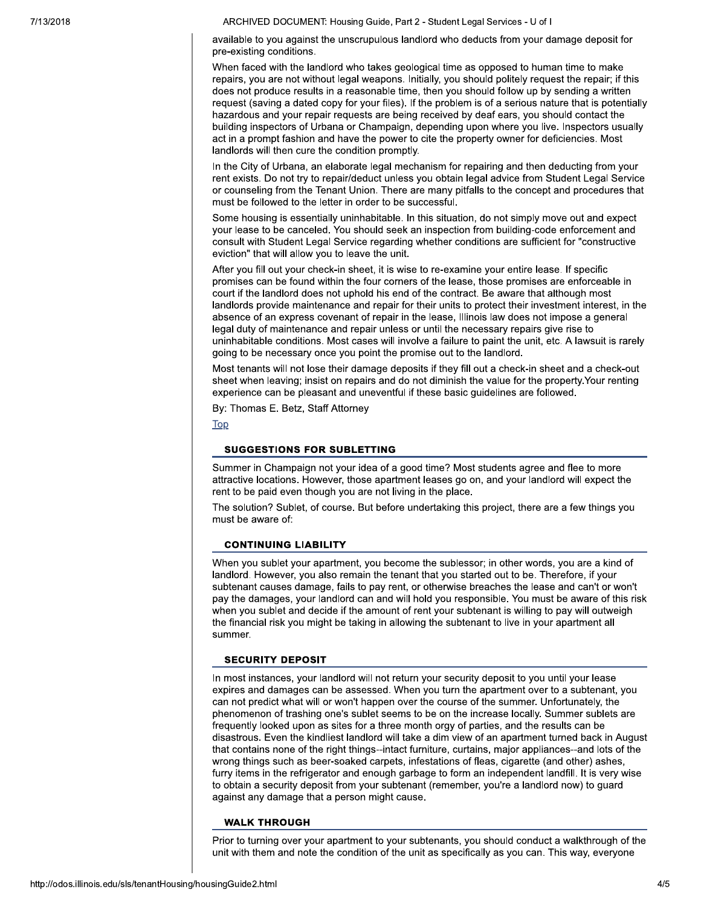available to you against the unscrupulous landlord who deducts from your damage deposit for pre-existing conditions.

When faced with the landlord who takes geological time as opposed to human time to make repairs, you are not without legal weapons. Initially, you should politely request the repair; if this does not produce results in a reasonable time, then you should follow up by sending a written request (saving a dated copy for your files). If the problem is of a serious nature that is potentially hazardous and your repair requests are being received by deaf ears, you should contact the building inspectors of Urbana or Champaign, depending upon where you live. Inspectors usually act in a prompt fashion and have the power to cite the property owner for deficiencies. Most landlords will then cure the condition promptly.

In the City of Urbana, an elaborate legal mechanism for repairing and then deducting from your rent exists. Do not try to repair/deduct unless you obtain legal advice from Student Legal Service or counseling from the Tenant Union. There are many pitfalls to the concept and procedures that must be followed to the letter in order to be successful.

Some housing is essentially uninhabitable. In this situation, do not simply move out and expect your lease to be canceled. You should seek an inspection from building-code enforcement and consult with Student Legal Service regarding whether conditions are sufficient for "constructive eviction" that will allow you to leave the unit.

After you fill out your check-in sheet, it is wise to re-examine your entire lease. If specific promises can be found within the four corners of the lease, those promises are enforceable in court if the landlord does not uphold his end of the contract. Be aware that although most landlords provide maintenance and repair for their units to protect their investment interest, in the absence of an express covenant of repair in the lease, Illinois law does not impose a general legal duty of maintenance and repair unless or until the necessary repairs give rise to uninhabitable conditions. Most cases will involve a failure to paint the unit, etc. A lawsuit is rarely going to be necessary once you point the promise out to the landlord.

Most tenants will not lose their damage deposits if they fill out a check-in sheet and a check-out sheet when leaving; insist on repairs and do not diminish the value for the property.Your renting experience can be pleasant and uneventful if these basic guidelines are followed.

By: Thomas E. Betz, Staff Attorney

Top

## SUGGESTIONS FOR SUBLETTING

Summer in Champaign not your idea of a good time? Most students agree and flee to more attractive locations. However, those apartment leases go on, and your landlord will expect the rent to be paid even though you are not living in the place.

The solution? Sublet, of course. But before undertaking this project, there are a few things you must be aware of:

### CONTINUING LIABILITY

When you sublet your apartment, you become the sublessor; in other words, you are a kind of landlord. However, you also remain the tenant that you started out to be. Therefore, if your subtenant causes damage, fails to pay rent, or otherwise breaches the lease and can't or won't pay the damages, your landlord can and will hold you responsible. You must be aware of this risk when you sublet and decide if the amount of rent your subtenant is willing to pay will outweigh the financial risk you might be taking in allowing the subtenant to live in your apartment all summer.

### SECURITY DEPOSIT

In most instances, your landlord will not return your security deposit to you until your lease expires and damages can be assessed. When you turn the apartment over to a subtenant, you can not predict what will or won't happen over the course of the summer. Unfortunately, the phenomenon of trashing one's sublet seems to be on the increase locally. Summer sublets are frequently looked upon as sites for a three month orgy of parties, and the results can be disastrous. Even the kindliest landlord will take a dim view of an apartment turned back in August that contains none of the right things--intact furniture, curtains, major appliances--and lots of the wrong things such as beer-soaked carpets, infestations of fleas, cigarette (and other) ashes, furry items in the refrigerator and enough garbage to form an independent landfill. It is very wise to obtain a security deposit from your subtenant (remember, you're a landlord now) to guard against any damage that a person might cause.

### WALK THROUGH

Prior to turning over your apartment to your subtenants, you should conduct a walkthrough of the unit with them and note the condition of the unit as specifically as you can. This way, everyone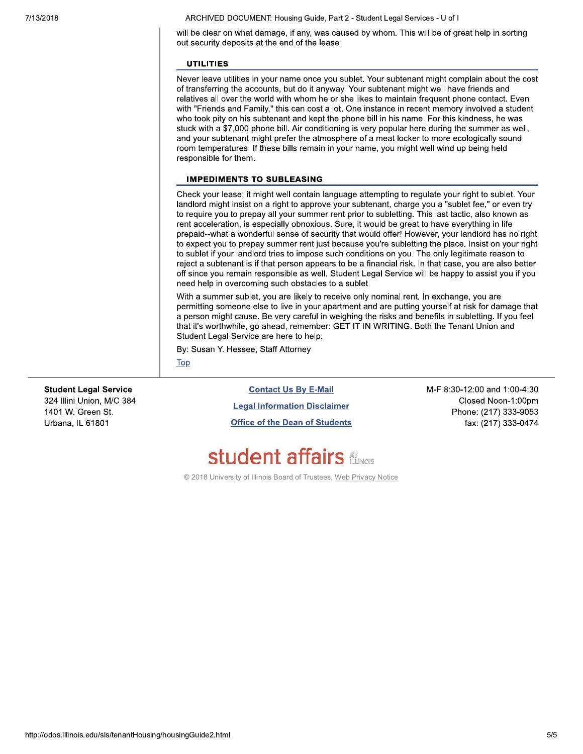will be clear on what damage, if any, was caused by whom. This will be of great help in sorting out security deposits at the end of the lease.

### UTILITIES

Never leave utilities in your name once you sublet. Your subtenant might complain about the cost of transferring the accounts, but do it anyway. Your subtenant might well have friends and relatives all over the world with whom he or she likes to maintain frequent phone contact. Even with "Friends and Family," this can cost a lot. One instance in recent memory involved a student who took pity on his subtenant and kept the phone bill in his name. For this kindness, he was stuck with a $7,000 phone bill. Air conditioning is very popular here during the summer as well, and your subtenant might prefer the atmosphere of a meat locker to more ecologically sound room temperatures. If these bills remain in your name, you might well wind up being held responsible for them.

### IMPEDIMENTS TO SUBLEASING

Check your lease; it might well contain language attempting to regulate your right to sublet. Your landlord might insist on a right to approve your subtenant, charge you a "sublet fee," or even try to require you to prepay all your summer rent prior to subletting. This last tactic, also known as rent acceleration, is especially obnoxious. Sure, it would be great to have everything in life prepaid--what a wonderful sense of security that would offer! However, your landlord has no right to expect you to prepay summer rent just because you're subletting the place. Insist on your right to sublet if your landlord tries to impose such conditions on you. The only legitimate reason to reject a subtenant is if that person appears to be a financial risk. In that case, you are also better off since you remain responsible as well. Student Legal Service will be happy to assist you if you need help in overcoming such obstacles to a sublet.

With a summer sublet, you are likely to receive only nominal rent. In exchange, you are permitting someone else to live in your apartment and are putting yourself at risk for damage that a person might cause. Be very careful in weighing the risks and benefits in subletting. If you feel that it's worthwhile, go ahead, remember: GET IT IN WRITING. Both the Tenant Union and Student Legal Service are here to help.

By: Susan Y. Hessee, Staff Attorney

Top

**Student Legal Service**
324 Illini Union, M/C 384
1401 W. Green St.
Urbana, IL 61801

Contact Us By E-Mail

Legal Information Disclaimer

Office of the Dean of Students

M-F 8:30-12:00 and 1:00-4:30
Closed Noon-1:00pm
Phone: (217) 333-9053
fax: (217) 333-0474

student affairs AT ILLINOIS

© 2018 University of Illinois Board of Trustees, Web Privacy Notice